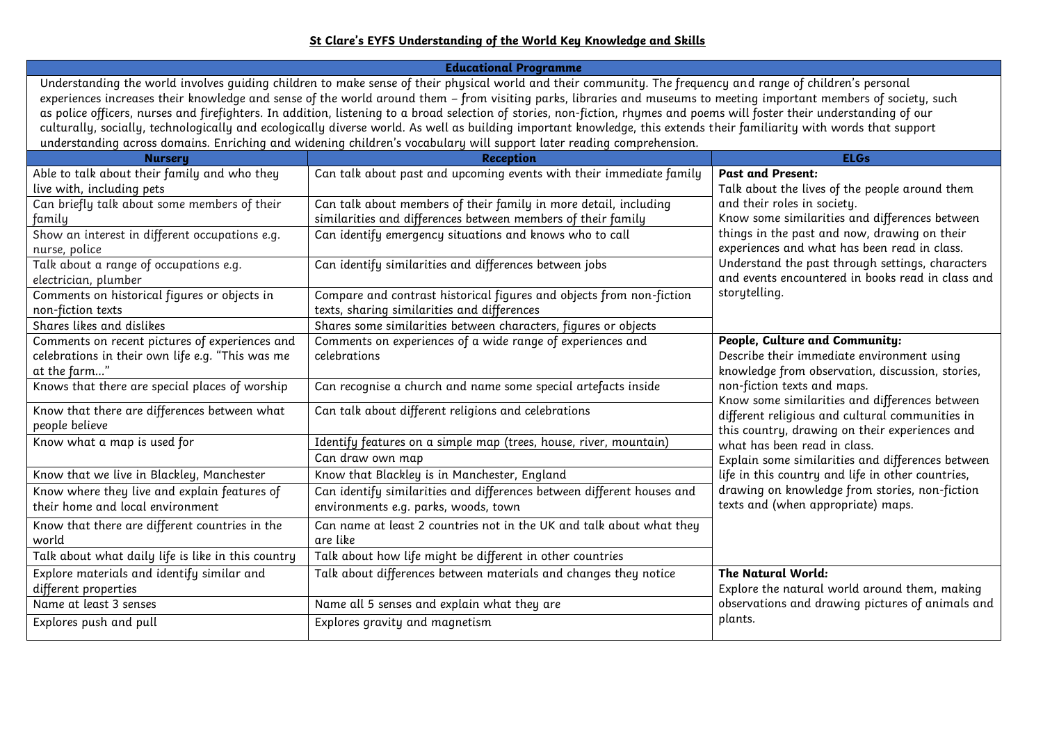# St Clare's EYFS Understanding of the World Key Knowledge and Skills

| Educational Programme | | |
|---|---|---|
| Understanding the world involves guiding children to make sense of their physical world and their community. The frequency and range of children's personal experiences increases their knowledge and sense of the world around them – from visiting parks, libraries and museums to meeting important members of society, such as police officers, nurses and firefighters. In addition, listening to a broad selection of stories, non-fiction, rhymes and poems will foster their understanding of our culturally, socially, technologically and ecologically diverse world. As well as building important knowledge, this extends their familiarity with words that support understanding across domains. Enriching and widening children's vocabulary will support later reading comprehension. | | |

| Nursery | Reception | ELGs |
|---|---|---|
| Able to talk about their family and who they live with, including pets | Can talk about past and upcoming events with their immediate family | **Past and Present:** Talk about the lives of the people around them and their roles in society. Know some similarities and differences between things in the past and now, drawing on their experiences and what has been read in class. Understand the past through settings, characters and events encountered in books read in class and storytelling. |
| Can briefly talk about some members of their family | Can talk about members of their family in more detail, including similarities and differences between members of their family | |
| Show an interest in different occupations e.g. nurse, police | Can identify emergency situations and knows who to call | |
| Talk about a range of occupations e.g. electrician, plumber | Can identify similarities and differences between jobs | |
| Comments on historical figures or objects in non-fiction texts | Compare and contrast historical figures and objects from non-fiction texts, sharing similarities and differences | |
| Shares likes and dislikes | Shares some similarities between characters, figures or objects | |
| Comments on recent pictures of experiences and celebrations in their own life e.g. "This was me at the farm…" | Comments on experiences of a wide range of experiences and celebrations | **People, Culture and Community:** Describe their immediate environment using knowledge from observation, discussion, stories, non-fiction texts and maps. Know some similarities and differences between different religious and cultural communities in this country, drawing on their experiences and what has been read in class. Explain some similarities and differences between life in this country and life in other countries, drawing on knowledge from stories, non-fiction texts and (when appropriate) maps. |
| Knows that there are special places of worship | Can recognise a church and name some special artefacts inside | |
| Know that there are differences between what people believe | Can talk about different religions and celebrations | |
| Know what a map is used for | Identify features on a simple map (trees, house, river, mountain) | |
| | Can draw own map | |
| Know that we live in Blackley, Manchester | Know that Blackley is in Manchester, England | |
| Know where they live and explain features of their home and local environment | Can identify similarities and differences between different houses and environments e.g. parks, woods, town | |
| Know that there are different countries in the world | Can name at least 2 countries not in the UK and talk about what they are like | |
| Talk about what daily life is like in this country | Talk about how life might be different in other countries | |
| Explore materials and identify similar and different properties | Talk about differences between materials and changes they notice | **The Natural World:** Explore the natural world around them, making observations and drawing pictures of animals and plants. |
| Name at least 3 senses | Name all 5 senses and explain what they are | |
| Explores push and pull | Explores gravity and magnetism | |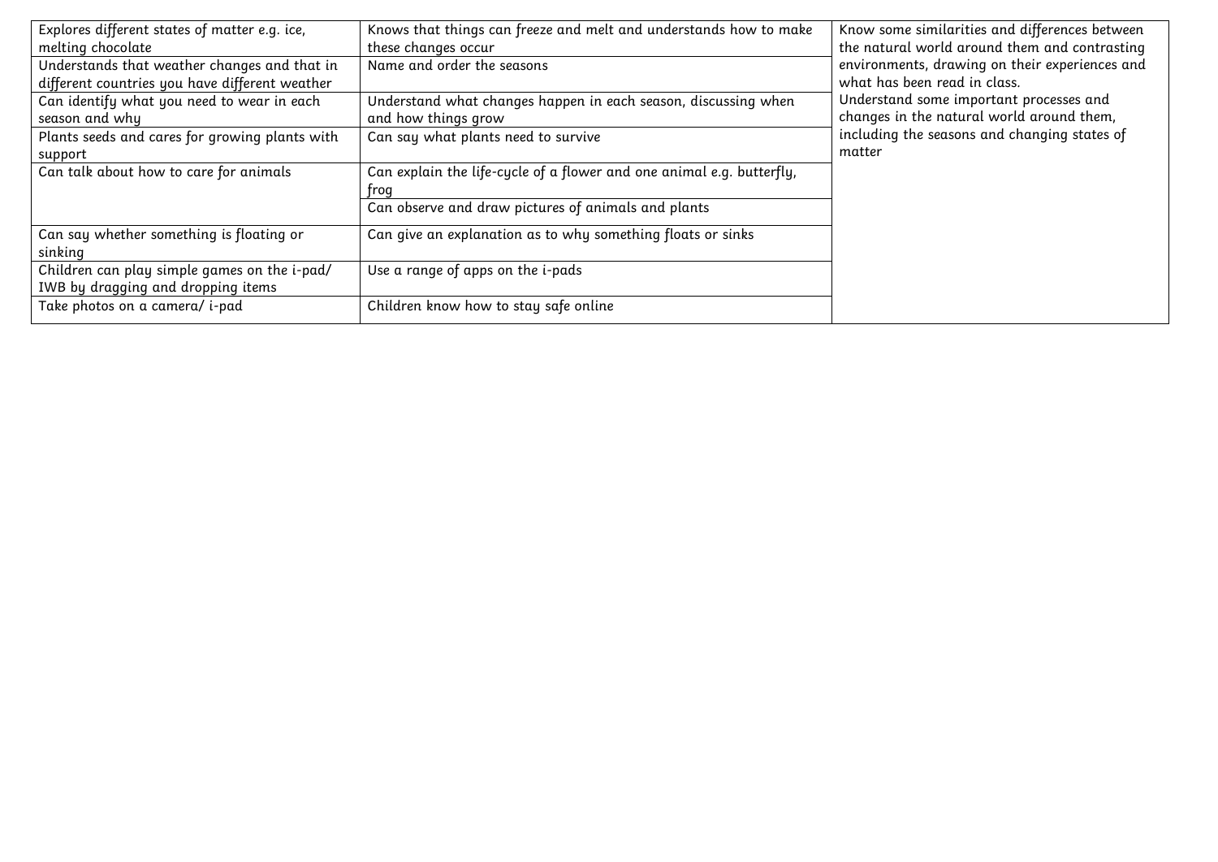| | | |
|---|---|---|
| Explores different states of matter e.g. ice, melting chocolate | Knows that things can freeze and melt and understands how to make these changes occur | Know some similarities and differences between the natural world around them and contrasting environments, drawing on their experiences and what has been read in class.<br>Understand some important processes and changes in the natural world around them, including the seasons and changing states of matter |
| Understands that weather changes and that in different countries you have different weather | Name and order the seasons | |
| Can identify what you need to wear in each season and why | Understand what changes happen in each season, discussing when and how things grow | |
| Plants seeds and cares for growing plants with support | Can say what plants need to survive | |
| Can talk about how to care for animals | Can explain the life-cycle of a flower and one animal e.g. butterfly, frog | |
| | Can observe and draw pictures of animals and plants | |
| Can say whether something is floating or sinking | Can give an explanation as to why something floats or sinks | |
| Children can play simple games on the i-pad/ IWB by dragging and dropping items | Use a range of apps on the i-pads | |
| Take photos on a camera/ i-pad | Children know how to stay safe online | |